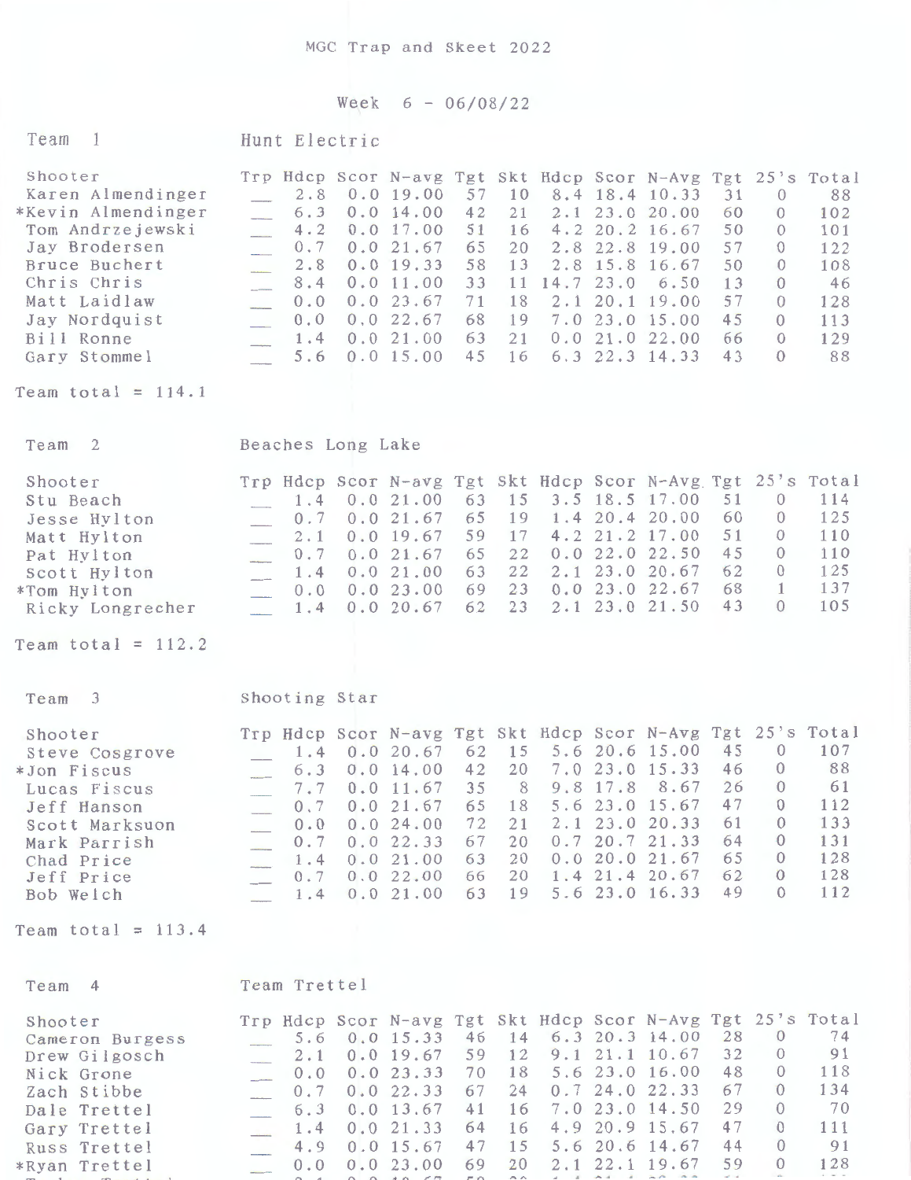MGC Trap and Skeet 2022

Week 6 - 06/08/22

Team 1 — Hunt Electric

| Shooter | Trp | Hdcp | Scor | N-avg | Tgt | Skt | Hdcp | Scor | N-Avg | Tgt | 25's | Total |
|---|---|---|---|---|---|---|---|---|---|---|---|---|
| Karen Almendinger | ___ | 2.8 | 0.0 | 19.00 | 57 | 10 | 8.4 | 18.4 | 10.33 | 31 | 0 | 88 |
| *Kevin Almendinger | ___ | 6.3 | 0.0 | 14.00 | 42 | 21 | 2.1 | 23.0 | 20.00 | 60 | 0 | 102 |
| Tom Andrzejewski | ___ | 4.2 | 0.0 | 17.00 | 51 | 16 | 4.2 | 20.2 | 16.67 | 50 | 0 | 101 |
| Jay Brodersen | ___ | 0.7 | 0.0 | 21.67 | 65 | 20 | 2.8 | 22.8 | 19.00 | 57 | 0 | 122 |
| Bruce Buchert | ___ | 2.8 | 0.0 | 19.33 | 58 | 13 | 2.8 | 15.8 | 16.67 | 50 | 0 | 108 |
| Chris Chris | ___ | 8.4 | 0.0 | 11.00 | 33 | 11 | 14.7 | 23.0 | 6.50 | 13 | 0 | 46 |
| Matt Laidlaw | ___ | 0.0 | 0.0 | 23.67 | 71 | 18 | 2.1 | 20.1 | 19.00 | 57 | 0 | 128 |
| Jay Nordquist | ___ | 0.0 | 0.0 | 22.67 | 68 | 19 | 7.0 | 23.0 | 15.00 | 45 | 0 | 113 |
| Bill Ronne | ___ | 1.4 | 0.0 | 21.00 | 63 | 21 | 0.0 | 21.0 | 22.00 | 66 | 0 | 129 |
| Gary Stommel | ___ | 5.6 | 0.0 | 15.00 | 45 | 16 | 6.3 | 22.3 | 14.33 | 43 | 0 | 88 |

Team total = 114.1

Team 2 — Beaches Long Lake

| Shooter | Trp | Hdcp | Scor | N-avg | Tgt | Skt | Hdcp | Scor | N-Avg | Tgt | 25's | Total |
|---|---|---|---|---|---|---|---|---|---|---|---|---|
| Stu Beach | ___ | 1.4 | 0.0 | 21.00 | 63 | 15 | 3.5 | 18.5 | 17.00 | 51 | 0 | 114 |
| Jesse Hylton | ___ | 0.7 | 0.0 | 21.67 | 65 | 19 | 1.4 | 20.4 | 20.00 | 60 | 0 | 125 |
| Matt Hylton | ___ | 2.1 | 0.0 | 19.67 | 59 | 17 | 4.2 | 21.2 | 17.00 | 51 | 0 | 110 |
| Pat Hylton | ___ | 0.7 | 0.0 | 21.67 | 65 | 22 | 0.0 | 22.0 | 22.50 | 45 | 0 | 110 |
| Scott Hylton | ___ | 1.4 | 0.0 | 21.00 | 63 | 22 | 2.1 | 23.0 | 20.67 | 62 | 0 | 125 |
| *Tom Hylton | ___ | 0.0 | 0.0 | 23.00 | 69 | 23 | 0.0 | 23.0 | 22.67 | 68 | 1 | 137 |
| Ricky Longrecher | ___ | 1.4 | 0.0 | 20.67 | 62 | 23 | 2.1 | 23.0 | 21.50 | 43 | 0 | 105 |

Team total = 112.2

Team 3 — Shooting Star

| Shooter | Trp | Hdcp | Scor | N-avg | Tgt | Skt | Hdcp | Scor | N-Avg | Tgt | 25's | Total |
|---|---|---|---|---|---|---|---|---|---|---|---|---|
| Steve Cosgrove | ___ | 1.4 | 0.0 | 20.67 | 62 | 15 | 5.6 | 20.6 | 15.00 | 45 | 0 | 107 |
| *Jon Fiscus | ___ | 6.3 | 0.0 | 14.00 | 42 | 20 | 7.0 | 23.0 | 15.33 | 46 | 0 | 88 |
| Lucas Fiscus | ___ | 7.7 | 0.0 | 11.67 | 35 | 8 | 9.8 | 17.8 | 8.67 | 26 | 0 | 61 |
| Jeff Hanson | ___ | 0.7 | 0.0 | 21.67 | 65 | 18 | 5.6 | 23.0 | 15.67 | 47 | 0 | 112 |
| Scott Marksuon | ___ | 0.0 | 0.0 | 24.00 | 72 | 21 | 2.1 | 23.0 | 20.33 | 61 | 0 | 133 |
| Mark Parrish | ___ | 0.7 | 0.0 | 22.33 | 67 | 20 | 0.7 | 20.7 | 21.33 | 64 | 0 | 131 |
| Chad Price | ___ | 1.4 | 0.0 | 21.00 | 63 | 20 | 0.0 | 20.0 | 21.67 | 65 | 0 | 128 |
| Jeff Price | ___ | 0.7 | 0.0 | 22.00 | 66 | 20 | 1.4 | 21.4 | 20.67 | 62 | 0 | 128 |
| Bob Welch | ___ | 1.4 | 0.0 | 21.00 | 63 | 19 | 5.6 | 23.0 | 16.33 | 49 | 0 | 112 |

Team total = 113.4

Team 4 — Team Trettel

| Shooter | Trp | Hdcp | Scor | N-avg | Tgt | Skt | Hdcp | Scor | N-Avg | Tgt | 25's | Total |
|---|---|---|---|---|---|---|---|---|---|---|---|---|
| Cameron Burgess | ___ | 5.6 | 0.0 | 15.33 | 46 | 14 | 6.3 | 20.3 | 14.00 | 28 | 0 | 74 |
| Drew Gilgosch | ___ | 2.1 | 0.0 | 19.67 | 59 | 12 | 9.1 | 21.1 | 10.67 | 32 | 0 | 91 |
| Nick Grone | ___ | 0.0 | 0.0 | 23.33 | 70 | 18 | 5.6 | 23.0 | 16.00 | 48 | 0 | 118 |
| Zach Stibbe | ___ | 0.7 | 0.0 | 22.33 | 67 | 24 | 0.7 | 24.0 | 22.33 | 67 | 0 | 134 |
| Dale Trettel | ___ | 6.3 | 0.0 | 13.67 | 41 | 16 | 7.0 | 23.0 | 14.50 | 29 | 0 | 70 |
| Gary Trettel | ___ | 1.4 | 0.0 | 21.33 | 64 | 16 | 4.9 | 20.9 | 15.67 | 47 | 0 | 111 |
| Russ Trettel | ___ | 4.9 | 0.0 | 15.67 | 47 | 15 | 5.6 | 20.6 | 14.67 | 44 | 0 | 91 |
| *Ryan Trettel | ___ | 0.0 | 0.0 | 23.00 | 69 | 20 | 2.1 | 22.1 | 19.67 | 59 | 0 | 128 |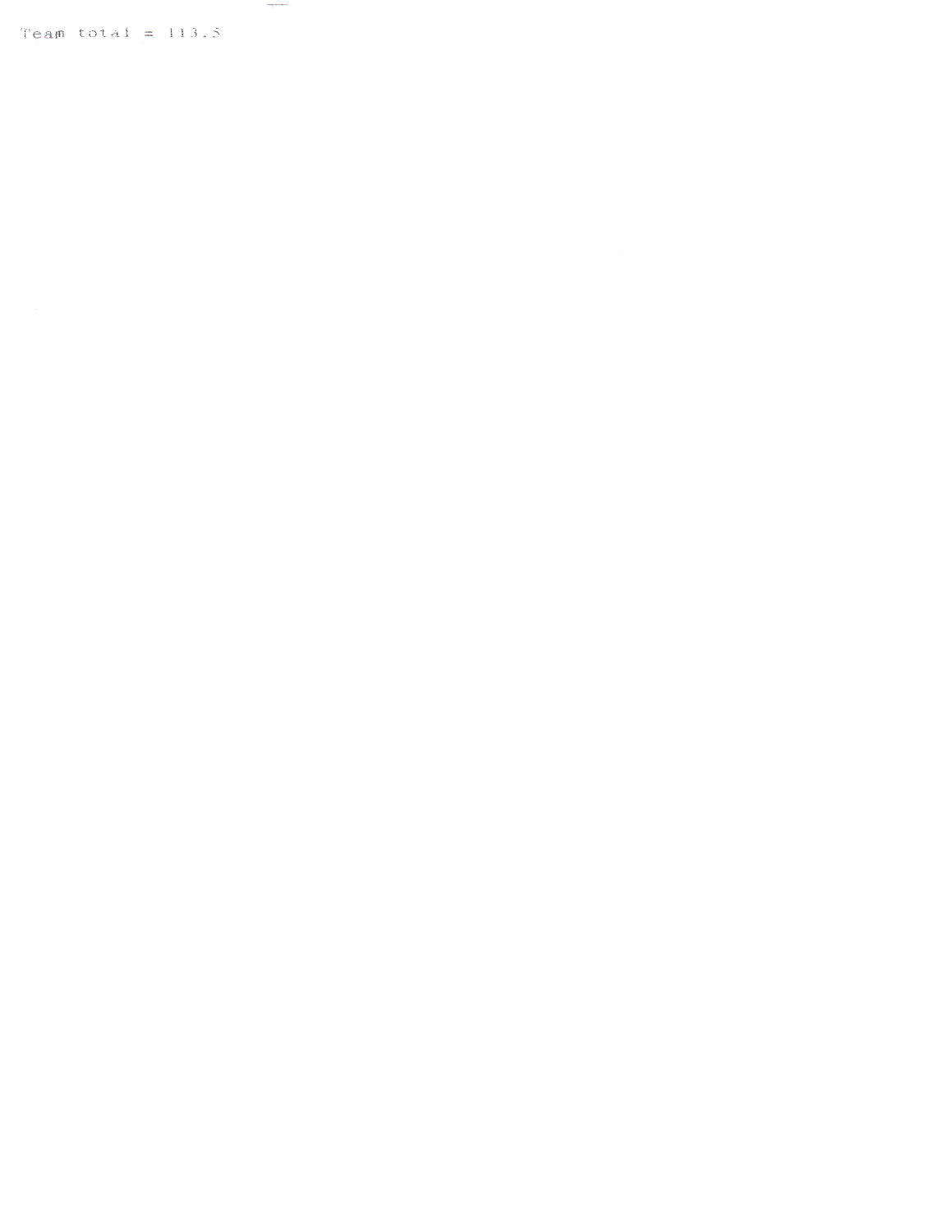Team total = 113.5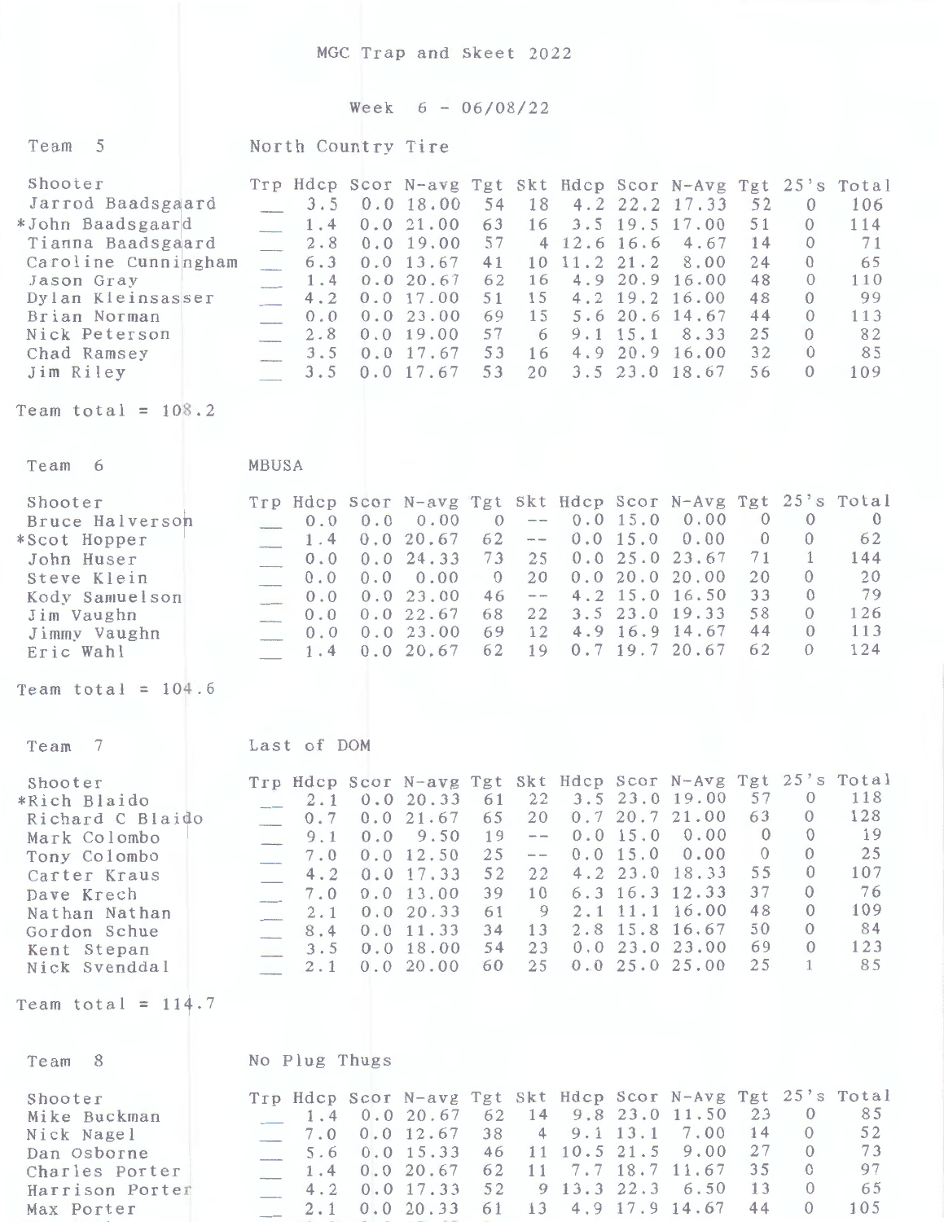# MGC Trap and Skeet 2022

## Week 6 - 06/08/22

### Team 5 — North Country Tire

| Shooter | Trp | Hdcp | Scor | N-avg | Tgt | Skt | Hdcp | Scor | N-Avg | Tgt | 25's | Total |
|---|---|---|---|---|---|---|---|---|---|---|---|---|
| Jarrod Baadsgaard | ___ | 3.5 | 0.0 | 18.00 | 54 | 18 | 4.2 | 22.2 | 17.33 | 52 | 0 | 106 |
| *John Baadsgaard | ___ | 1.4 | 0.0 | 21.00 | 63 | 16 | 3.5 | 19.5 | 17.00 | 51 | 0 | 114 |
| Tianna Baadsgaard | ___ | 2.8 | 0.0 | 19.00 | 57 | 4 | 12.6 | 16.6 | 4.67 | 14 | 0 | 71 |
| Caroline Cunningham | ___ | 6.3 | 0.0 | 13.67 | 41 | 10 | 11.2 | 21.2 | 8.00 | 24 | 0 | 65 |
| Jason Gray | ___ | 1.4 | 0.0 | 20.67 | 62 | 16 | 4.9 | 20.9 | 16.00 | 48 | 0 | 110 |
| Dylan Kleinsasser | ___ | 4.2 | 0.0 | 17.00 | 51 | 15 | 4.2 | 19.2 | 16.00 | 48 | 0 | 99 |
| Brian Norman | ___ | 0.0 | 0.0 | 23.00 | 69 | 15 | 5.6 | 20.6 | 14.67 | 44 | 0 | 113 |
| Nick Peterson | ___ | 2.8 | 0.0 | 19.00 | 57 | 6 | 9.1 | 15.1 | 8.33 | 25 | 0 | 82 |
| Chad Ramsey | ___ | 3.5 | 0.0 | 17.67 | 53 | 16 | 4.9 | 20.9 | 16.00 | 32 | 0 | 85 |
| Jim Riley | ___ | 3.5 | 0.0 | 17.67 | 53 | 20 | 3.5 | 23.0 | 18.67 | 56 | 0 | 109 |

Team total = 108.2

### Team 6 — MBUSA

| Shooter | Trp | Hdcp | Scor | N-avg | Tgt | Skt | Hdcp | Scor | N-Avg | Tgt | 25's | Total |
|---|---|---|---|---|---|---|---|---|---|---|---|---|
| Bruce Halverson | ___ | 0.0 | 0.0 | 0.00 | 0 | -- | 0.0 | 15.0 | 0.00 | 0 | 0 | 0 |
| *Scot Hopper | ___ | 1.4 | 0.0 | 20.67 | 62 | -- | 0.0 | 15.0 | 0.00 | 0 | 0 | 62 |
| John Huser | ___ | 0.0 | 0.0 | 24.33 | 73 | 25 | 0.0 | 25.0 | 23.67 | 71 | 1 | 144 |
| Steve Klein | ___ | 0.0 | 0.0 | 0.00 | 0 | 20 | 0.0 | 20.0 | 20.00 | 20 | 0 | 20 |
| Kody Samuelson | ___ | 0.0 | 0.0 | 23.00 | 46 | -- | 4.2 | 15.0 | 16.50 | 33 | 0 | 79 |
| Jim Vaughn | ___ | 0.0 | 0.0 | 22.67 | 68 | 22 | 3.5 | 23.0 | 19.33 | 58 | 0 | 126 |
| Jimmy Vaughn | ___ | 0.0 | 0.0 | 23.00 | 69 | 12 | 4.9 | 16.9 | 14.67 | 44 | 0 | 113 |
| Eric Wahl | ___ | 1.4 | 0.0 | 20.67 | 62 | 19 | 0.7 | 19.7 | 20.67 | 62 | 0 | 124 |

Team total = 104.6

### Team 7 — Last of DOM

| Shooter | Trp | Hdcp | Scor | N-avg | Tgt | Skt | Hdcp | Scor | N-Avg | Tgt | 25's | Total |
|---|---|---|---|---|---|---|---|---|---|---|---|---|
| *Rich Blaido | ___ | 2.1 | 0.0 | 20.33 | 61 | 22 | 3.5 | 23.0 | 19.00 | 57 | 0 | 118 |
| Richard C Blaido | ___ | 0.7 | 0.0 | 21.67 | 65 | 20 | 0.7 | 20.7 | 21.00 | 63 | 0 | 128 |
| Mark Colombo | ___ | 9.1 | 0.0 | 9.50 | 19 | -- | 0.0 | 15.0 | 0.00 | 0 | 0 | 19 |
| Tony Colombo | ___ | 7.0 | 0.0 | 12.50 | 25 | -- | 0.0 | 15.0 | 0.00 | 0 | 0 | 25 |
| Carter Kraus | ___ | 4.2 | 0.0 | 17.33 | 52 | 22 | 4.2 | 23.0 | 18.33 | 55 | 0 | 107 |
| Dave Krech | ___ | 7.0 | 0.0 | 13.00 | 39 | 10 | 6.3 | 16.3 | 12.33 | 37 | 0 | 76 |
| Nathan Nathan | ___ | 2.1 | 0.0 | 20.33 | 61 | 9 | 2.1 | 11.1 | 16.00 | 48 | 0 | 109 |
| Gordon Schue | ___ | 8.4 | 0.0 | 11.33 | 34 | 13 | 2.8 | 15.8 | 16.67 | 50 | 0 | 84 |
| Kent Stepan | ___ | 3.5 | 0.0 | 18.00 | 54 | 23 | 0.0 | 23.0 | 23.00 | 69 | 0 | 123 |
| Nick Svenddal | ___ | 2.1 | 0.0 | 20.00 | 60 | 25 | 0.0 | 25.0 | 25.00 | 25 | 1 | 85 |

Team total = 114.7

### Team 8 — No Plug Thugs

| Shooter | Trp | Hdcp | Scor | N-avg | Tgt | Skt | Hdcp | Scor | N-Avg | Tgt | 25's | Total |
|---|---|---|---|---|---|---|---|---|---|---|---|---|
| Mike Buckman | ___ | 1.4 | 0.0 | 20.67 | 62 | 14 | 9.8 | 23.0 | 11.50 | 23 | 0 | 85 |
| Nick Nagel | ___ | 7.0 | 0.0 | 12.67 | 38 | 4 | 9.1 | 13.1 | 7.00 | 14 | 0 | 52 |
| Dan Osborne | ___ | 5.6 | 0.0 | 15.33 | 46 | 11 | 10.5 | 21.5 | 9.00 | 27 | 0 | 73 |
| Charles Porter | ___ | 1.4 | 0.0 | 20.67 | 62 | 11 | 7.7 | 18.7 | 11.67 | 35 | 0 | 97 |
| Harrison Porter | ___ | 4.2 | 0.0 | 17.33 | 52 | 9 | 13.3 | 22.3 | 6.50 | 13 | 0 | 65 |
| Max Porter | ___ | 2.1 | 0.0 | 20.33 | 61 | 13 | 4.9 | 17.9 | 14.67 | 44 | 0 | 105 |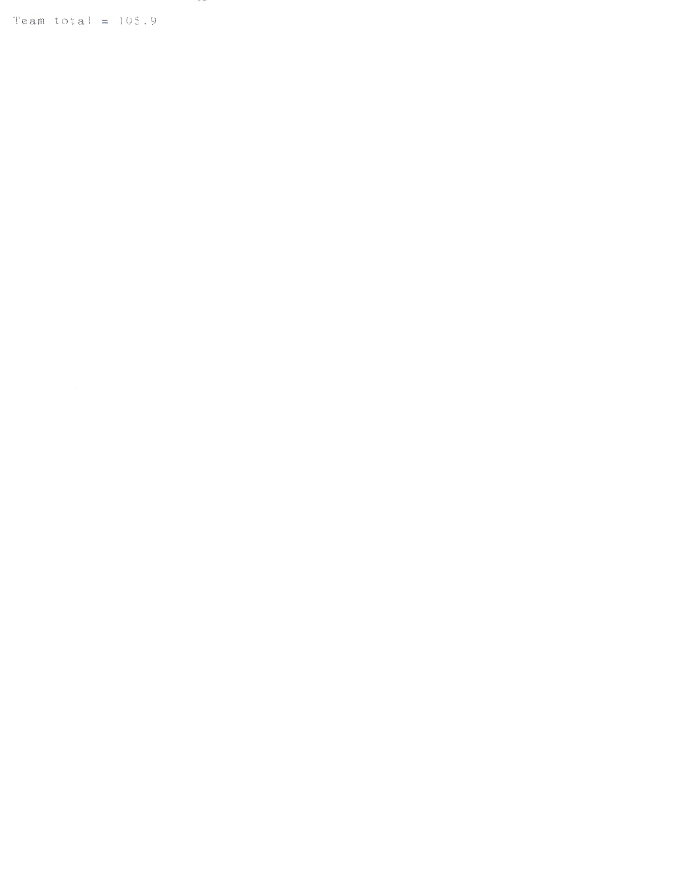Team total = 105.9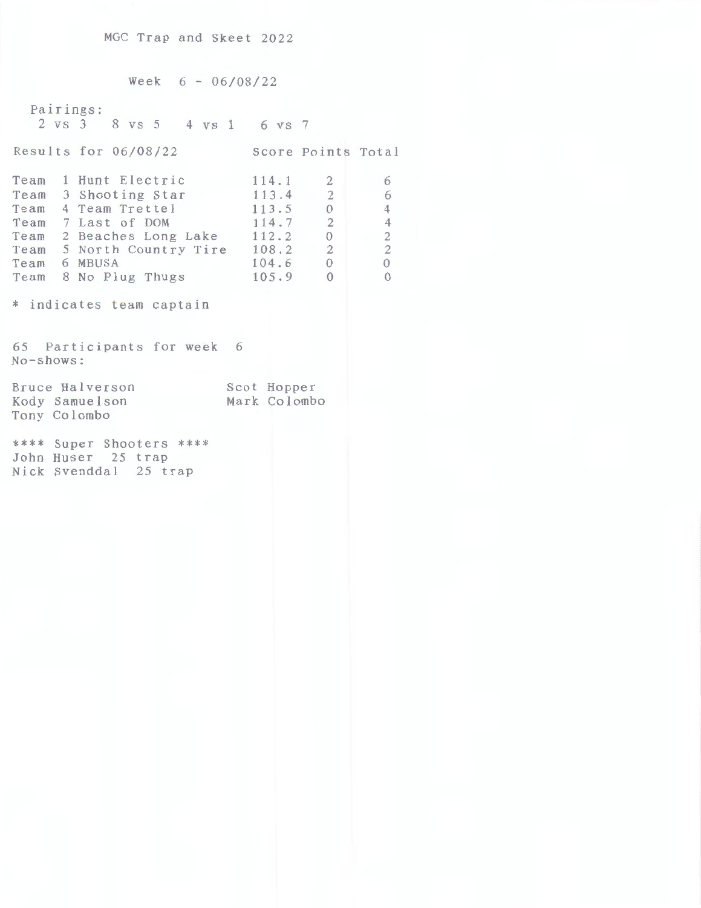MGC Trap and Skeet 2022

Week 6 - 06/08/22

Pairings:
2 vs 3   8 vs 5   4 vs 1   6 vs 7

| Results for 06/08/22 | Score | Points | Total |
|---|---|---|---|
| Team 1 Hunt Electric | 114.1 | 2 | 6 |
| Team 3 Shooting Star | 113.4 | 2 | 6 |
| Team 4 Team Trettel | 113.5 | 0 | 4 |
| Team 7 Last of DOM | 114.7 | 2 | 4 |
| Team 2 Beaches Long Lake | 112.2 | 0 | 2 |
| Team 5 North Country Tire | 108.2 | 2 | 2 |
| Team 6 MBUSA | 104.6 | 0 | 0 |
| Team 8 No Plug Thugs | 105.9 | 0 | 0 |

* indicates team captain

65 Participants for week 6
No-shows:

| | |
|---|---|
| Bruce Halverson | Scot Hopper |
| Kody Samuelson | Mark Colombo |
| Tony Colombo | |

**** Super Shooters ****
John Huser 25 trap
Nick Svenddal 25 trap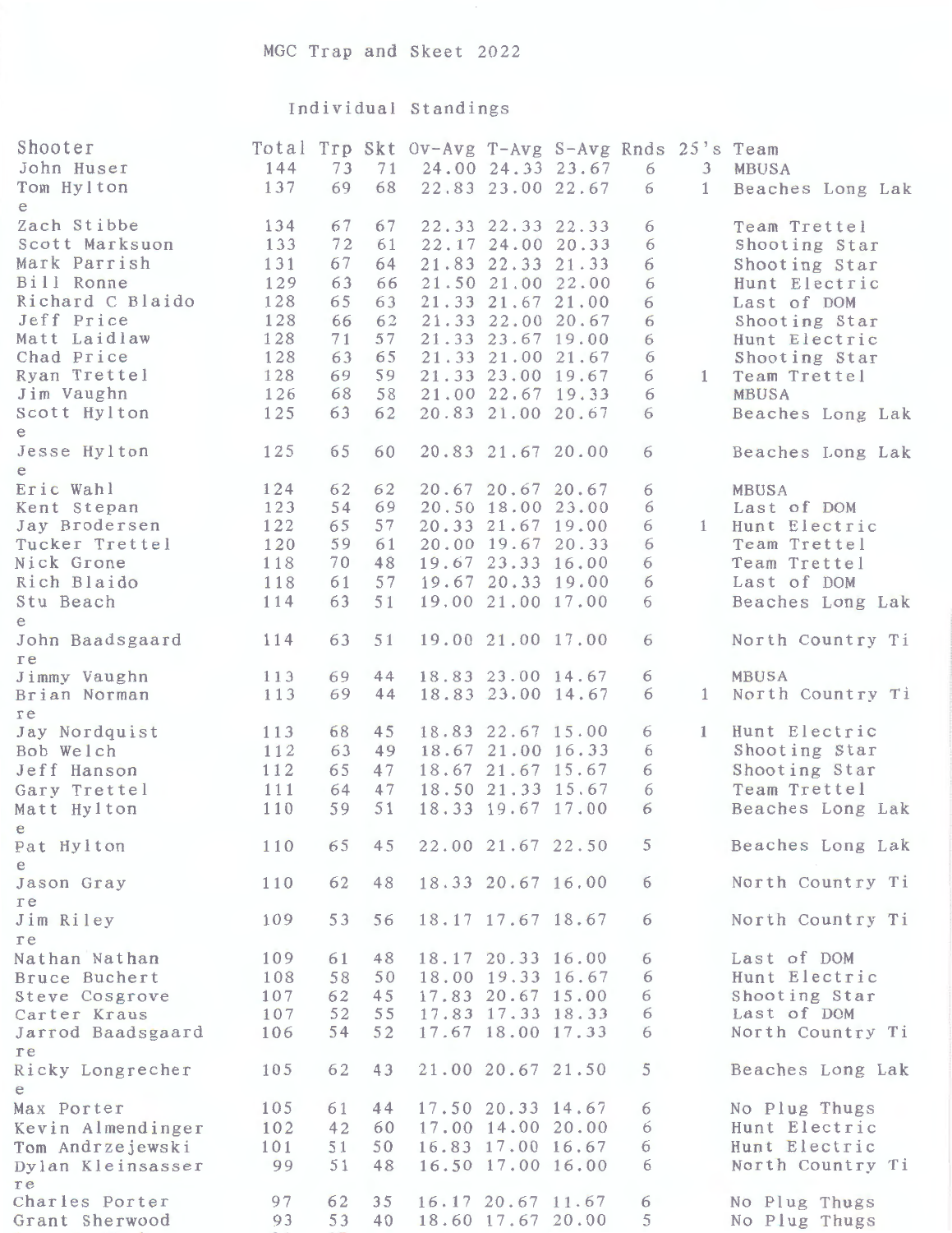# MGC Trap and Skeet 2022

## Individual Standings

| Shooter | Total | Trp | Skt | Ov-Avg | T-Avg | S-Avg | Rnds | 25's | Team |
|---|---|---|---|---|---|---|---|---|---|
| John Huser | 144 | 73 | 71 | 24.00 | 24.33 | 23.67 | 6 | 3 | MBUSA |
| Tom Hylton | 137 | 69 | 68 | 22.83 | 23.00 | 22.67 | 6 | 1 | Beaches Long Lake |
| Zach Stibbe | 134 | 67 | 67 | 22.33 | 22.33 | 22.33 | 6 | | Team Trettel |
| Scott Marksuon | 133 | 72 | 61 | 22.17 | 24.00 | 20.33 | 6 | | Shooting Star |
| Mark Parrish | 131 | 67 | 64 | 21.83 | 22.33 | 21.33 | 6 | | Shooting Star |
| Bill Ronne | 129 | 63 | 66 | 21.50 | 21.00 | 22.00 | 6 | | Hunt Electric |
| Richard C Blaido | 128 | 65 | 63 | 21.33 | 21.67 | 21.00 | 6 | | Last of DOM |
| Jeff Price | 128 | 66 | 62 | 21.33 | 22.00 | 20.67 | 6 | | Shooting Star |
| Matt Laidlaw | 128 | 71 | 57 | 21.33 | 23.67 | 19.00 | 6 | | Hunt Electric |
| Chad Price | 128 | 63 | 65 | 21.33 | 21.00 | 21.67 | 6 | | Shooting Star |
| Ryan Trettel | 128 | 69 | 59 | 21.33 | 23.00 | 19.67 | 6 | 1 | Team Trettel |
| Jim Vaughn | 126 | 68 | 58 | 21.00 | 22.67 | 19.33 | 6 | | MBUSA |
| Scott Hylton | 125 | 63 | 62 | 20.83 | 21.00 | 20.67 | 6 | | Beaches Long Lake |
| Jesse Hylton | 125 | 65 | 60 | 20.83 | 21.67 | 20.00 | 6 | | Beaches Long Lake |
| Eric Wahl | 124 | 62 | 62 | 20.67 | 20.67 | 20.67 | 6 | | MBUSA |
| Kent Stepan | 123 | 54 | 69 | 20.50 | 18.00 | 23.00 | 6 | | Last of DOM |
| Jay Brodersen | 122 | 65 | 57 | 20.33 | 21.67 | 19.00 | 6 | 1 | Hunt Electric |
| Tucker Trettel | 120 | 59 | 61 | 20.00 | 19.67 | 20.33 | 6 | | Team Trettel |
| Nick Grone | 118 | 70 | 48 | 19.67 | 23.33 | 16.00 | 6 | | Team Trettel |
| Rich Blaido | 118 | 61 | 57 | 19.67 | 20.33 | 19.00 | 6 | | Last of DOM |
| Stu Beach | 114 | 63 | 51 | 19.00 | 21.00 | 17.00 | 6 | | Beaches Long Lake |
| John Baadsgaard | 114 | 63 | 51 | 19.00 | 21.00 | 17.00 | 6 | | North Country Tire |
| Jimmy Vaughn | 113 | 69 | 44 | 18.83 | 23.00 | 14.67 | 6 | | MBUSA |
| Brian Norman | 113 | 69 | 44 | 18.83 | 23.00 | 14.67 | 6 | 1 | North Country Tire |
| Jay Nordquist | 113 | 68 | 45 | 18.83 | 22.67 | 15.00 | 6 | 1 | Hunt Electric |
| Bob Welch | 112 | 63 | 49 | 18.67 | 21.00 | 16.33 | 6 | | Shooting Star |
| Jeff Hanson | 112 | 65 | 47 | 18.67 | 21.67 | 15.67 | 6 | | Shooting Star |
| Gary Trettel | 111 | 64 | 47 | 18.50 | 21.33 | 15.67 | 6 | | Team Trettel |
| Matt Hylton | 110 | 59 | 51 | 18.33 | 19.67 | 17.00 | 6 | | Beaches Long Lake |
| Pat Hylton | 110 | 65 | 45 | 22.00 | 21.67 | 22.50 | 5 | | Beaches Long Lake |
| Jason Gray | 110 | 62 | 48 | 18.33 | 20.67 | 16.00 | 6 | | North Country Tire |
| Jim Riley | 109 | 53 | 56 | 18.17 | 17.67 | 18.67 | 6 | | North Country Tire |
| Nathan Nathan | 109 | 61 | 48 | 18.17 | 20.33 | 16.00 | 6 | | Last of DOM |
| Bruce Buchert | 108 | 58 | 50 | 18.00 | 19.33 | 16.67 | 6 | | Hunt Electric |
| Steve Cosgrove | 107 | 62 | 45 | 17.83 | 20.67 | 15.00 | 6 | | Shooting Star |
| Carter Kraus | 107 | 52 | 55 | 17.83 | 17.33 | 18.33 | 6 | | Last of DOM |
| Jarrod Baadsgaard | 106 | 54 | 52 | 17.67 | 18.00 | 17.33 | 6 | | North Country Tire |
| Ricky Longrecher | 105 | 62 | 43 | 21.00 | 20.67 | 21.50 | 5 | | Beaches Long Lake |
| Max Porter | 105 | 61 | 44 | 17.50 | 20.33 | 14.67 | 6 | | No Plug Thugs |
| Kevin Almendinger | 102 | 42 | 60 | 17.00 | 14.00 | 20.00 | 6 | | Hunt Electric |
| Tom Andrzejewski | 101 | 51 | 50 | 16.83 | 17.00 | 16.67 | 6 | | Hunt Electric |
| Dylan Kleinsasser | 99 | 51 | 48 | 16.50 | 17.00 | 16.00 | 6 | | North Country Tire |
| Charles Porter | 97 | 62 | 35 | 16.17 | 20.67 | 11.67 | 6 | | No Plug Thugs |
| Grant Sherwood | 93 | 53 | 40 | 18.60 | 17.67 | 20.00 | 5 | | No Plug Thugs |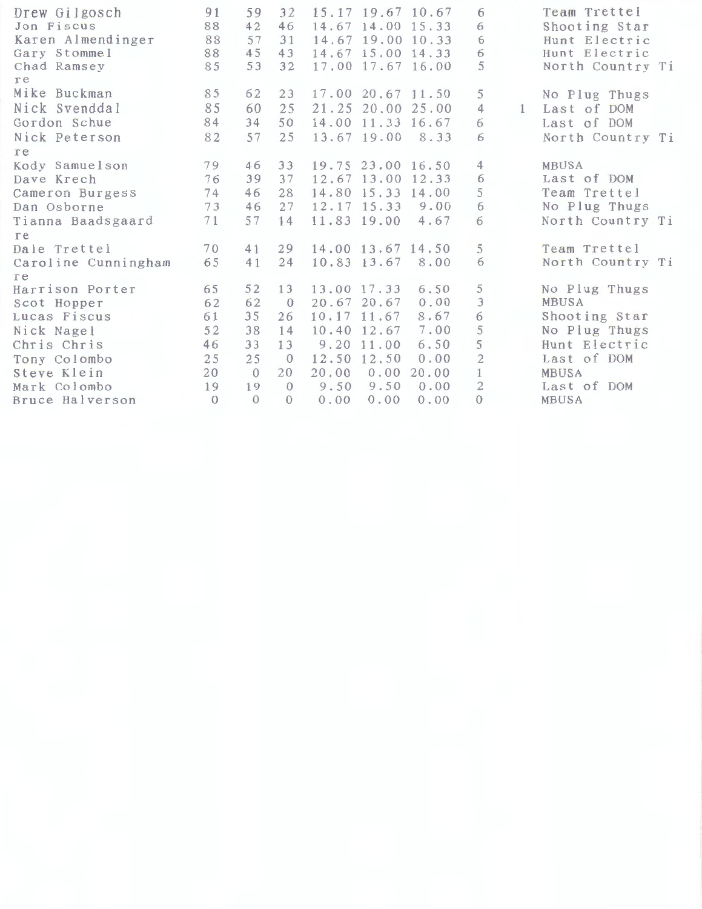| | | | | | | | | | |
|---|---|---|---|---|---|---|---|---|---|
| Drew Gilgosch | 91 | 59 | 32 | 15.17 | 19.67 | 10.67 | 6 | | Team Trettel |
| Jon Fiscus | 88 | 42 | 46 | 14.67 | 14.00 | 15.33 | 6 | | Shooting Star |
| Karen Almendinger | 88 | 57 | 31 | 14.67 | 19.00 | 10.33 | 6 | | Hunt Electric |
| Gary Stommel | 88 | 45 | 43 | 14.67 | 15.00 | 14.33 | 6 | | Hunt Electric |
| Chad Ramsey | 85 | 53 | 32 | 17.00 | 17.67 | 16.00 | 5 | | North Country Tire |
| Mike Buckman | 85 | 62 | 23 | 17.00 | 20.67 | 11.50 | 5 | | No Plug Thugs |
| Nick Svenddal | 85 | 60 | 25 | 21.25 | 20.00 | 25.00 | 4 | 1 | Last of DOM |
| Gordon Schue | 84 | 34 | 50 | 14.00 | 11.33 | 16.67 | 6 | | Last of DOM |
| Nick Peterson | 82 | 57 | 25 | 13.67 | 19.00 | 8.33 | 6 | | North Country Tire |
| Kody Samuelson | 79 | 46 | 33 | 19.75 | 23.00 | 16.50 | 4 | | MBUSA |
| Dave Krech | 76 | 39 | 37 | 12.67 | 13.00 | 12.33 | 6 | | Last of DOM |
| Cameron Burgess | 74 | 46 | 28 | 14.80 | 15.33 | 14.00 | 5 | | Team Trettel |
| Dan Osborne | 73 | 46 | 27 | 12.17 | 15.33 | 9.00 | 6 | | No Plug Thugs |
| Tianna Baadsgaard | 71 | 57 | 14 | 11.83 | 19.00 | 4.67 | 6 | | North Country Tire |
| Dale Trettel | 70 | 41 | 29 | 14.00 | 13.67 | 14.50 | 5 | | Team Trettel |
| Caroline Cunningham | 65 | 41 | 24 | 10.83 | 13.67 | 8.00 | 6 | | North Country Tire |
| Harrison Porter | 65 | 52 | 13 | 13.00 | 17.33 | 6.50 | 5 | | No Plug Thugs |
| Scot Hopper | 62 | 62 | 0 | 20.67 | 20.67 | 0.00 | 3 | | MBUSA |
| Lucas Fiscus | 61 | 35 | 26 | 10.17 | 11.67 | 8.67 | 6 | | Shooting Star |
| Nick Nagel | 52 | 38 | 14 | 10.40 | 12.67 | 7.00 | 5 | | No Plug Thugs |
| Chris Chris | 46 | 33 | 13 | 9.20 | 11.00 | 6.50 | 5 | | Hunt Electric |
| Tony Colombo | 25 | 25 | 0 | 12.50 | 12.50 | 0.00 | 2 | | Last of DOM |
| Steve Klein | 20 | 0 | 20 | 20.00 | 0.00 | 20.00 | 1 | | MBUSA |
| Mark Colombo | 19 | 19 | 0 | 9.50 | 9.50 | 0.00 | 2 | | Last of DOM |
| Bruce Halverson | 0 | 0 | 0 | 0.00 | 0.00 | 0.00 | 0 | | MBUSA |